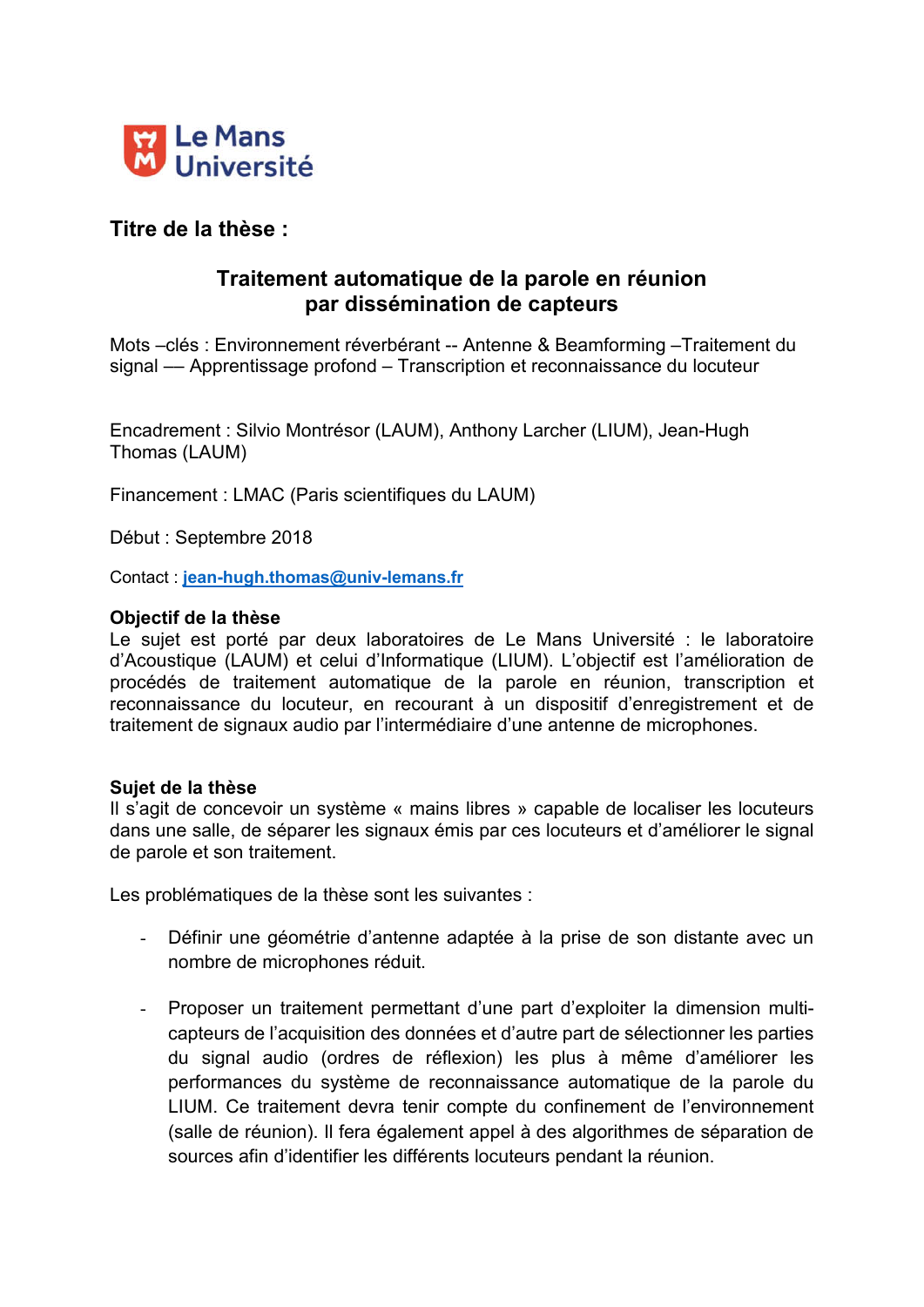Le Mans Université

## Titre de la thèse :

# Traitement automatique de la parole en réunion par dissémination de capteurs

Mots –clés : Environnement réverbérant -- Antenne & Beamforming –Traitement du signal –– Apprentissage profond – Transcription et reconnaissance du locuteur

Encadrement : Silvio Montrésor (LAUM), Anthony Larcher (LIUM), Jean-Hugh Thomas (LAUM)

Financement : LMAC (Paris scientifiques du LAUM)

Début : Septembre 2018

Contact : **jean-hugh.thomas@univ-lemans.fr**

**Objectif de la thèse**

Le sujet est porté par deux laboratoires de Le Mans Université : le laboratoire d'Acoustique (LAUM) et celui d'Informatique (LIUM). L'objectif est l'amélioration de procédés de traitement automatique de la parole en réunion, transcription et reconnaissance du locuteur, en recourant à un dispositif d'enregistrement et de traitement de signaux audio par l'intermédiaire d'une antenne de microphones.

**Sujet de la thèse**

Il s'agit de concevoir un système « mains libres » capable de localiser les locuteurs dans une salle, de séparer les signaux émis par ces locuteurs et d'améliorer le signal de parole et son traitement.

Les problématiques de la thèse sont les suivantes :

- Définir une géométrie d'antenne adaptée à la prise de son distante avec un nombre de microphones réduit.

- Proposer un traitement permettant d'une part d'exploiter la dimension multi-capteurs de l'acquisition des données et d'autre part de sélectionner les parties du signal audio (ordres de réflexion) les plus à même d'améliorer les performances du système de reconnaissance automatique de la parole du LIUM. Ce traitement devra tenir compte du confinement de l'environnement (salle de réunion). Il fera également appel à des algorithmes de séparation de sources afin d'identifier les différents locuteurs pendant la réunion.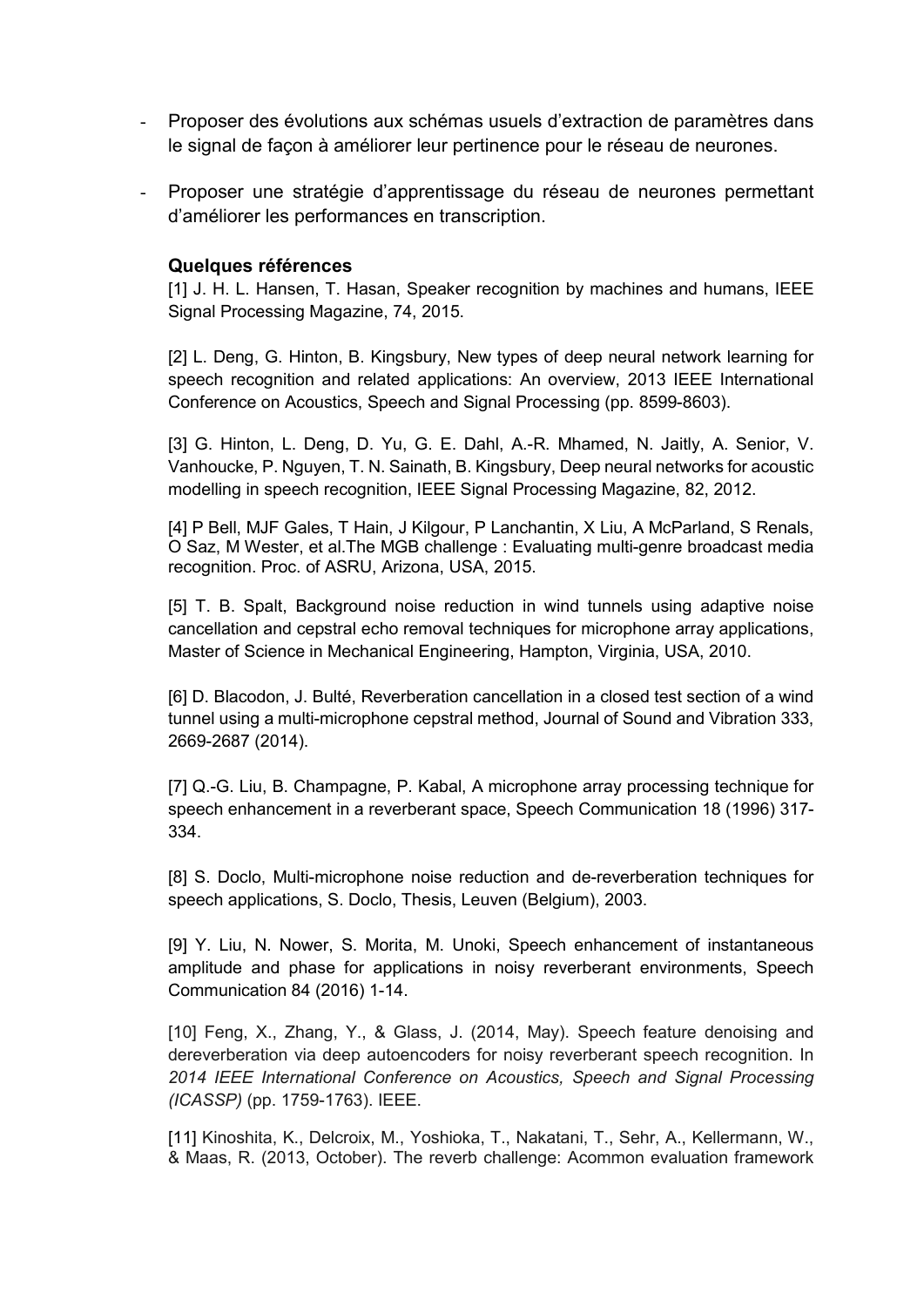- Proposer des évolutions aux schémas usuels d'extraction de paramètres dans le signal de façon à améliorer leur pertinence pour le réseau de neurones.

- Proposer une stratégie d'apprentissage du réseau de neurones permettant d'améliorer les performances en transcription.

**Quelques références**

[1] J. H. L. Hansen, T. Hasan, Speaker recognition by machines and humans, IEEE Signal Processing Magazine, 74, 2015.

[2] L. Deng, G. Hinton, B. Kingsbury, New types of deep neural network learning for speech recognition and related applications: An overview, 2013 IEEE International Conference on Acoustics, Speech and Signal Processing (pp. 8599-8603).

[3] G. Hinton, L. Deng, D. Yu, G. E. Dahl, A.-R. Mhamed, N. Jaitly, A. Senior, V. Vanhoucke, P. Nguyen, T. N. Sainath, B. Kingsbury, Deep neural networks for acoustic modelling in speech recognition, IEEE Signal Processing Magazine, 82, 2012.

[4] P Bell, MJF Gales, T Hain, J Kilgour, P Lanchantin, X Liu, A McParland, S Renals, O Saz, M Wester, et al.The MGB challenge : Evaluating multi-genre broadcast media recognition. Proc. of ASRU, Arizona, USA, 2015.

[5] T. B. Spalt, Background noise reduction in wind tunnels using adaptive noise cancellation and cepstral echo removal techniques for microphone array applications, Master of Science in Mechanical Engineering, Hampton, Virginia, USA, 2010.

[6] D. Blacodon, J. Bulté, Reverberation cancellation in a closed test section of a wind tunnel using a multi-microphone cepstral method, Journal of Sound and Vibration 333, 2669-2687 (2014).

[7] Q.-G. Liu, B. Champagne, P. Kabal, A microphone array processing technique for speech enhancement in a reverberant space, Speech Communication 18 (1996) 317-334.

[8] S. Doclo, Multi-microphone noise reduction and de-reverberation techniques for speech applications, S. Doclo, Thesis, Leuven (Belgium), 2003.

[9] Y. Liu, N. Nower, S. Morita, M. Unoki, Speech enhancement of instantaneous amplitude and phase for applications in noisy reverberant environments, Speech Communication 84 (2016) 1-14.

[10] Feng, X., Zhang, Y., & Glass, J. (2014, May). Speech feature denoising and dereverberation via deep autoencoders for noisy reverberant speech recognition. In *2014 IEEE International Conference on Acoustics, Speech and Signal Processing (ICASSP)* (pp. 1759-1763). IEEE.

[11] Kinoshita, K., Delcroix, M., Yoshioka, T., Nakatani, T., Sehr, A., Kellermann, W., & Maas, R. (2013, October). The reverb challenge: Acommon evaluation framework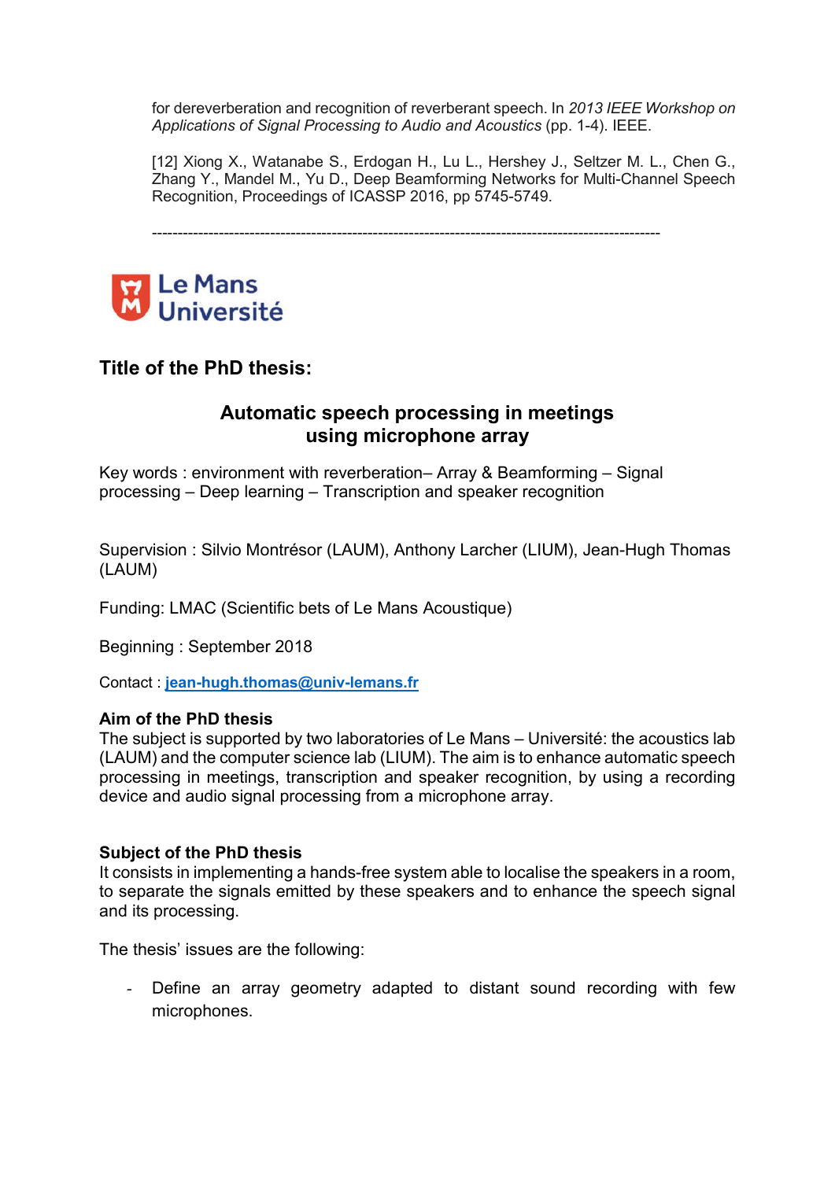for dereverberation and recognition of reverberant speech. In *2013 IEEE Workshop on Applications of Signal Processing to Audio and Acoustics* (pp. 1-4). IEEE.

[12] Xiong X., Watanabe S., Erdogan H., Lu L., Hershey J., Seltzer M. L., Chen G., Zhang Y., Mandel M., Yu D., Deep Beamforming Networks for Multi-Channel Speech Recognition, Proceedings of ICASSP 2016, pp 5745-5749.

---

Le Mans Université

## Title of the PhD thesis:

### Automatic speech processing in meetings using microphone array

Key words : environment with reverberation– Array & Beamforming – Signal processing – Deep learning – Transcription and speaker recognition

Supervision : Silvio Montrésor (LAUM), Anthony Larcher (LIUM), Jean-Hugh Thomas (LAUM)

Funding: LMAC (Scientific bets of Le Mans Acoustique)

Beginning : September 2018

Contact : **jean-hugh.thomas@univ-lemans.fr**

**Aim of the PhD thesis**

The subject is supported by two laboratories of Le Mans – Université: the acoustics lab (LAUM) and the computer science lab (LIUM). The aim is to enhance automatic speech processing in meetings, transcription and speaker recognition, by using a recording device and audio signal processing from a microphone array.

**Subject of the PhD thesis**

It consists in implementing a hands-free system able to localise the speakers in a room, to separate the signals emitted by these speakers and to enhance the speech signal and its processing.

The thesis' issues are the following:

- Define an array geometry adapted to distant sound recording with few microphones.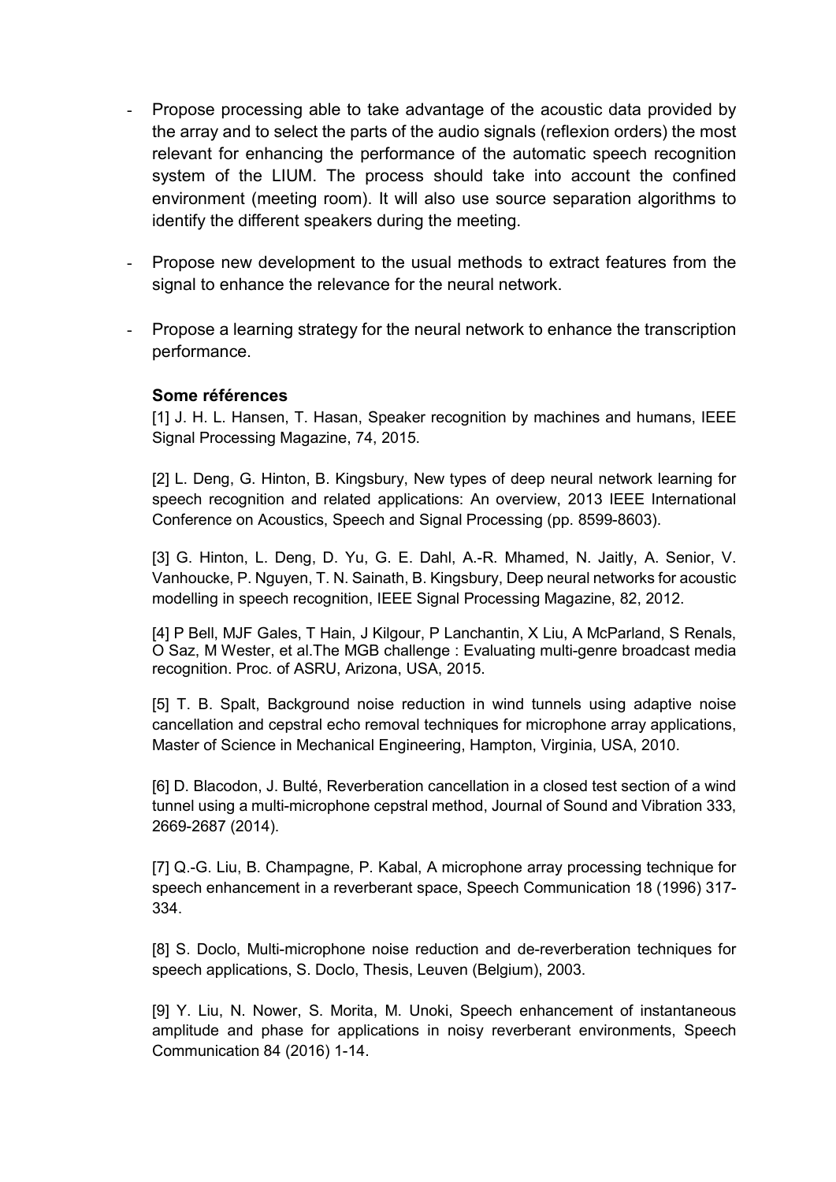- Propose processing able to take advantage of the acoustic data provided by the array and to select the parts of the audio signals (reflexion orders) the most relevant for enhancing the performance of the automatic speech recognition system of the LIUM. The process should take into account the confined environment (meeting room). It will also use source separation algorithms to identify the different speakers during the meeting.

- Propose new development to the usual methods to extract features from the signal to enhance the relevance for the neural network.

- Propose a learning strategy for the neural network to enhance the transcription performance.

**Some références**

[1] J. H. L. Hansen, T. Hasan, Speaker recognition by machines and humans, IEEE Signal Processing Magazine, 74, 2015.

[2] L. Deng, G. Hinton, B. Kingsbury, New types of deep neural network learning for speech recognition and related applications: An overview, 2013 IEEE International Conference on Acoustics, Speech and Signal Processing (pp. 8599-8603).

[3] G. Hinton, L. Deng, D. Yu, G. E. Dahl, A.-R. Mhamed, N. Jaitly, A. Senior, V. Vanhoucke, P. Nguyen, T. N. Sainath, B. Kingsbury, Deep neural networks for acoustic modelling in speech recognition, IEEE Signal Processing Magazine, 82, 2012.

[4] P Bell, MJF Gales, T Hain, J Kilgour, P Lanchantin, X Liu, A McParland, S Renals, O Saz, M Wester, et al.The MGB challenge : Evaluating multi-genre broadcast media recognition. Proc. of ASRU, Arizona, USA, 2015.

[5] T. B. Spalt, Background noise reduction in wind tunnels using adaptive noise cancellation and cepstral echo removal techniques for microphone array applications, Master of Science in Mechanical Engineering, Hampton, Virginia, USA, 2010.

[6] D. Blacodon, J. Bulté, Reverberation cancellation in a closed test section of a wind tunnel using a multi-microphone cepstral method, Journal of Sound and Vibration 333, 2669-2687 (2014).

[7] Q.-G. Liu, B. Champagne, P. Kabal, A microphone array processing technique for speech enhancement in a reverberant space, Speech Communication 18 (1996) 317-334.

[8] S. Doclo, Multi-microphone noise reduction and de-reverberation techniques for speech applications, S. Doclo, Thesis, Leuven (Belgium), 2003.

[9] Y. Liu, N. Nower, S. Morita, M. Unoki, Speech enhancement of instantaneous amplitude and phase for applications in noisy reverberant environments, Speech Communication 84 (2016) 1-14.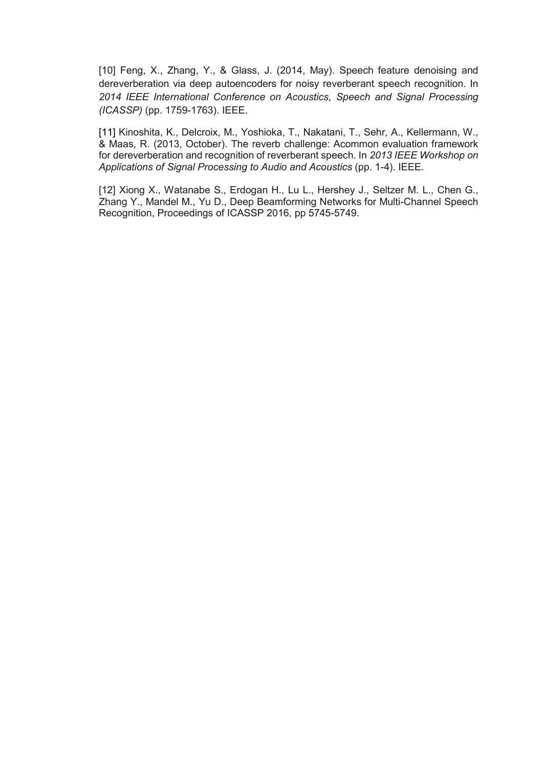[10] Feng, X., Zhang, Y., & Glass, J. (2014, May). Speech feature denoising and dereverberation via deep autoencoders for noisy reverberant speech recognition. In *2014 IEEE International Conference on Acoustics, Speech and Signal Processing (ICASSP)* (pp. 1759-1763). IEEE.

[11] Kinoshita, K., Delcroix, M., Yoshioka, T., Nakatani, T., Sehr, A., Kellermann, W., & Maas, R. (2013, October). The reverb challenge: Acommon evaluation framework for dereverberation and recognition of reverberant speech. In *2013 IEEE Workshop on Applications of Signal Processing to Audio and Acoustics* (pp. 1-4). IEEE.

[12] Xiong X., Watanabe S., Erdogan H., Lu L., Hershey J., Seltzer M. L., Chen G., Zhang Y., Mandel M., Yu D., Deep Beamforming Networks for Multi-Channel Speech Recognition, Proceedings of ICASSP 2016, pp 5745-5749.